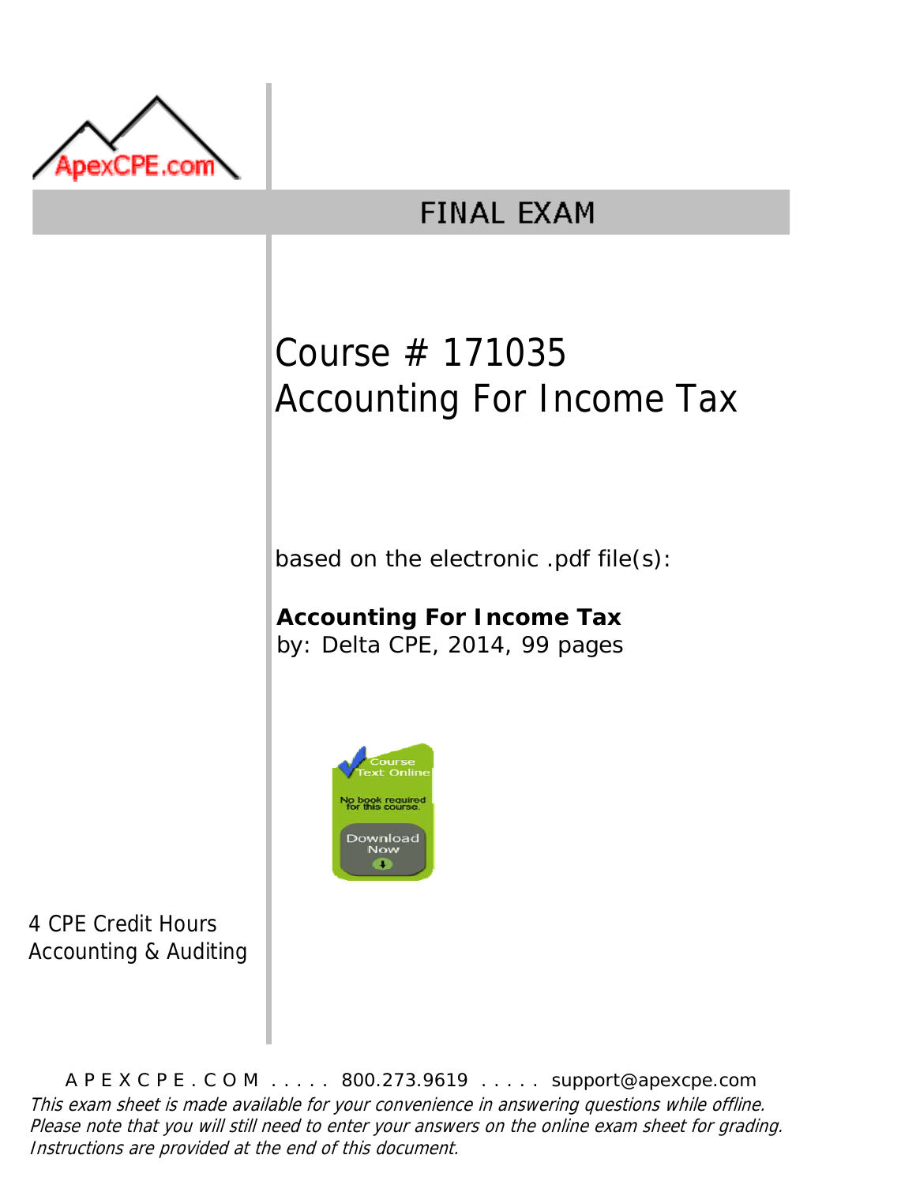ApexCPE.com

# FINAL EXAM

## Course # 171035
## Accounting For Income Tax

based on the electronic .pdf file(s):

**Accounting For Income Tax**
by: Delta CPE, 2014, 99 pages

Course Text Online
No book required for this course.
Download Now

4 CPE Credit Hours
Accounting & Auditing

A P E X C P E . C O M . . . . . 800.273.9619 . . . . . support@apexcpe.com

*This exam sheet is made available for your convenience in answering questions while offline. Please note that you will still need to enter your answers on the online exam sheet for grading. Instructions are provided at the end of this document.*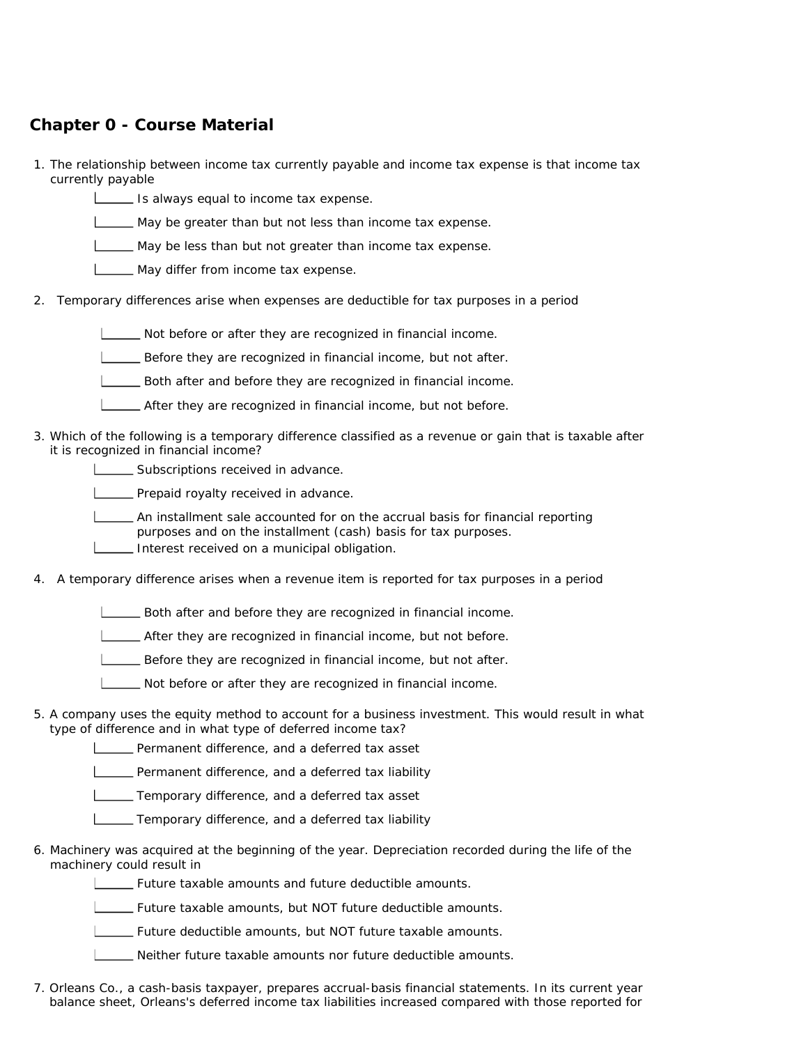## Chapter 0 - Course Material

1. The relationship between income tax currently payable and income tax expense is that income tax currently payable
   - ______ Is always equal to income tax expense.
   - ______ May be greater than but not less than income tax expense.
   - ______ May be less than but not greater than income tax expense.
   - ______ May differ from income tax expense.

2. Temporary differences arise when expenses are deductible for tax purposes in a period
   - ______ Not before or after they are recognized in financial income.
   - ______ Before they are recognized in financial income, but not after.
   - ______ Both after and before they are recognized in financial income.
   - ______ After they are recognized in financial income, but not before.

3. Which of the following is a temporary difference classified as a revenue or gain that is taxable after it is recognized in financial income?
   - ______ Subscriptions received in advance.
   - ______ Prepaid royalty received in advance.
   - ______ An installment sale accounted for on the accrual basis for financial reporting purposes and on the installment (cash) basis for tax purposes.
   - ______ Interest received on a municipal obligation.

4. A temporary difference arises when a revenue item is reported for tax purposes in a period
   - ______ Both after and before they are recognized in financial income.
   - ______ After they are recognized in financial income, but not before.
   - ______ Before they are recognized in financial income, but not after.
   - ______ Not before or after they are recognized in financial income.

5. A company uses the equity method to account for a business investment. This would result in what type of difference and in what type of deferred income tax?
   - ______ Permanent difference, and a deferred tax asset
   - ______ Permanent difference, and a deferred tax liability
   - ______ Temporary difference, and a deferred tax asset
   - ______ Temporary difference, and a deferred tax liability

6. Machinery was acquired at the beginning of the year. Depreciation recorded during the life of the machinery could result in
   - ______ Future taxable amounts and future deductible amounts.
   - ______ Future taxable amounts, but NOT future deductible amounts.
   - ______ Future deductible amounts, but NOT future taxable amounts.
   - ______ Neither future taxable amounts nor future deductible amounts.

7. Orleans Co., a cash-basis taxpayer, prepares accrual-basis financial statements. In its current year balance sheet, Orleans's deferred income tax liabilities increased compared with those reported for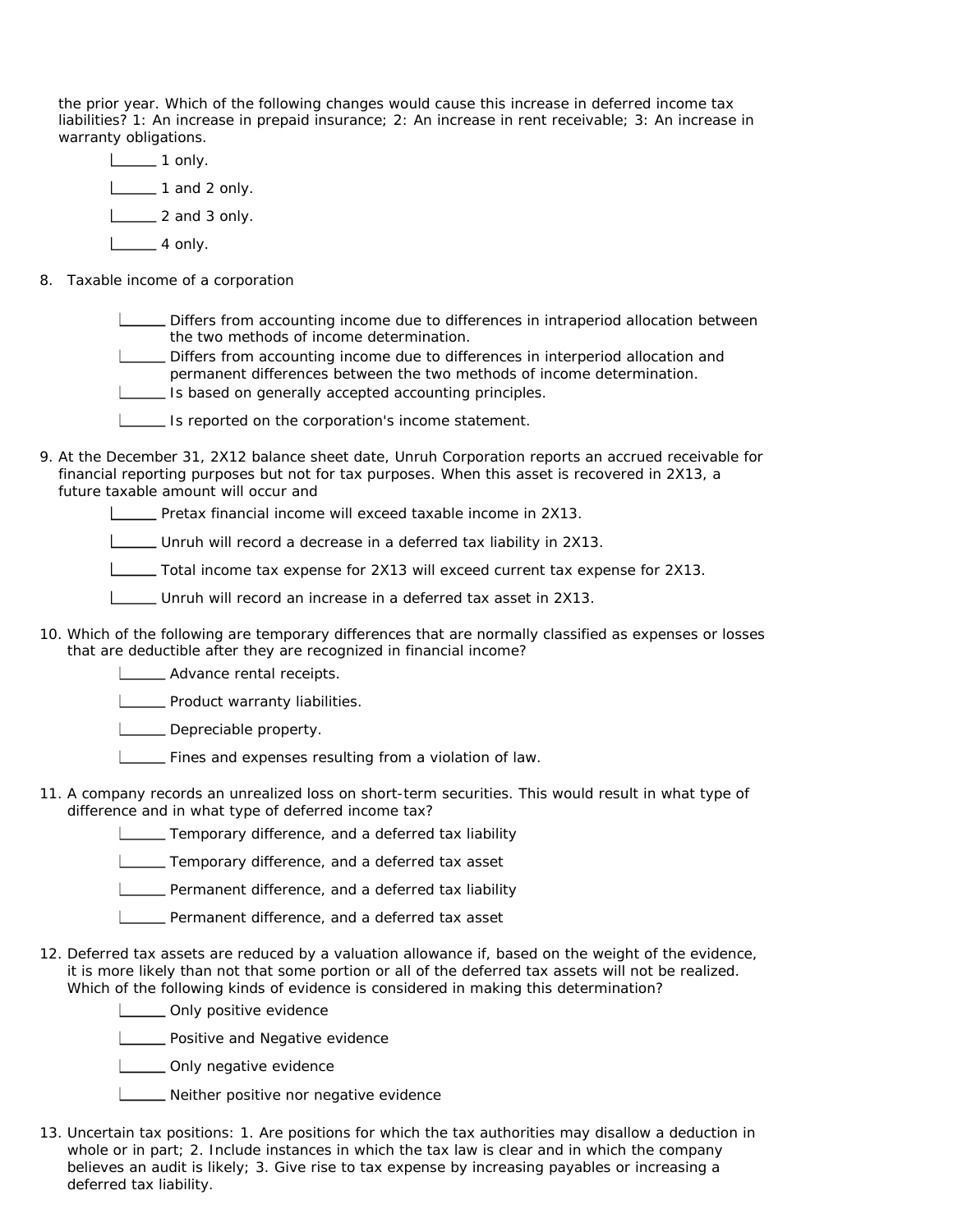the prior year. Which of the following changes would cause this increase in deferred income tax liabilities? 1: An increase in prepaid insurance; 2: An increase in rent receivable; 3: An increase in warranty obligations.

- ______ 1 only.
- ______ 1 and 2 only.
- ______ 2 and 3 only.
- ______ 4 only.

8. Taxable income of a corporation

- ______ Differs from accounting income due to differences in intraperiod allocation between the two methods of income determination.
- ______ Differs from accounting income due to differences in interperiod allocation and permanent differences between the two methods of income determination.
- ______ Is based on generally accepted accounting principles.
- ______ Is reported on the corporation's income statement.

9. At the December 31, 2X12 balance sheet date, Unruh Corporation reports an accrued receivable for financial reporting purposes but not for tax purposes. When this asset is recovered in 2X13, a future taxable amount will occur and

- ______ Pretax financial income will exceed taxable income in 2X13.
- ______ Unruh will record a decrease in a deferred tax liability in 2X13.
- ______ Total income tax expense for 2X13 will exceed current tax expense for 2X13.
- ______ Unruh will record an increase in a deferred tax asset in 2X13.

10. Which of the following are temporary differences that are normally classified as expenses or losses that are deductible after they are recognized in financial income?

- ______ Advance rental receipts.
- ______ Product warranty liabilities.
- ______ Depreciable property.
- ______ Fines and expenses resulting from a violation of law.

11. A company records an unrealized loss on short-term securities. This would result in what type of difference and in what type of deferred income tax?

- ______ Temporary difference, and a deferred tax liability
- ______ Temporary difference, and a deferred tax asset
- ______ Permanent difference, and a deferred tax liability
- ______ Permanent difference, and a deferred tax asset

12. Deferred tax assets are reduced by a valuation allowance if, based on the weight of the evidence, it is more likely than not that some portion or all of the deferred tax assets will not be realized. Which of the following kinds of evidence is considered in making this determination?

- ______ Only positive evidence
- ______ Positive and Negative evidence
- ______ Only negative evidence
- ______ Neither positive nor negative evidence

13. Uncertain tax positions: 1. Are positions for which the tax authorities may disallow a deduction in whole or in part; 2. Include instances in which the tax law is clear and in which the company believes an audit is likely; 3. Give rise to tax expense by increasing payables or increasing a deferred tax liability.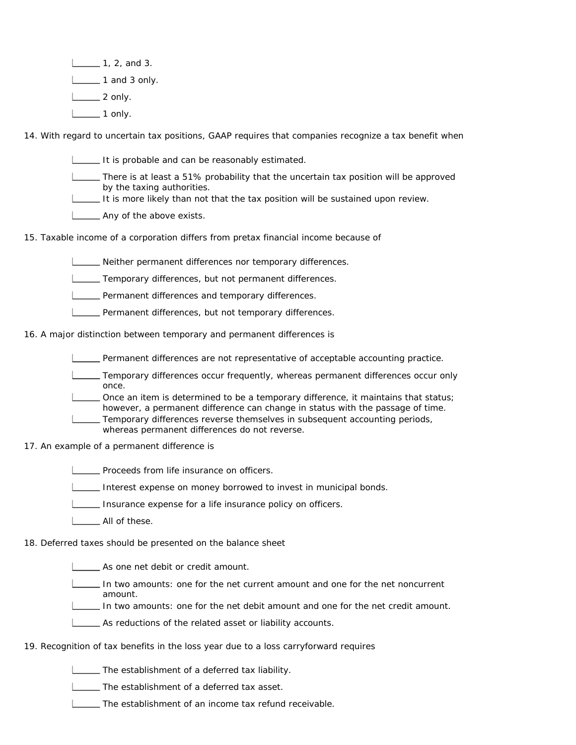- ______ 1, 2, and 3.
- ______ 1 and 3 only.
- ______ 2 only.
- ______ 1 only.

14. With regard to uncertain tax positions, GAAP requires that companies recognize a tax benefit when

- ______ It is probable and can be reasonably estimated.
- ______ There is at least a 51% probability that the uncertain tax position will be approved by the taxing authorities.
- ______ It is more likely than not that the tax position will be sustained upon review.
- ______ Any of the above exists.

15. Taxable income of a corporation differs from pretax financial income because of

- ______ Neither permanent differences nor temporary differences.
- ______ Temporary differences, but not permanent differences.
- ______ Permanent differences and temporary differences.
- ______ Permanent differences, but not temporary differences.

16. A major distinction between temporary and permanent differences is

- ______ Permanent differences are not representative of acceptable accounting practice.
- ______ Temporary differences occur frequently, whereas permanent differences occur only once.
- ______ Once an item is determined to be a temporary difference, it maintains that status; however, a permanent difference can change in status with the passage of time.
- ______ Temporary differences reverse themselves in subsequent accounting periods, whereas permanent differences do not reverse.

17. An example of a permanent difference is

- ______ Proceeds from life insurance on officers.
- ______ Interest expense on money borrowed to invest in municipal bonds.
- ______ Insurance expense for a life insurance policy on officers.
- ______ All of these.

18. Deferred taxes should be presented on the balance sheet

- ______ As one net debit or credit amount.
- ______ In two amounts: one for the net current amount and one for the net noncurrent amount.
- ______ In two amounts: one for the net debit amount and one for the net credit amount.
- ______ As reductions of the related asset or liability accounts.

19. Recognition of tax benefits in the loss year due to a loss carryforward requires

- ______ The establishment of a deferred tax liability.
- ______ The establishment of a deferred tax asset.
- ______ The establishment of an income tax refund receivable.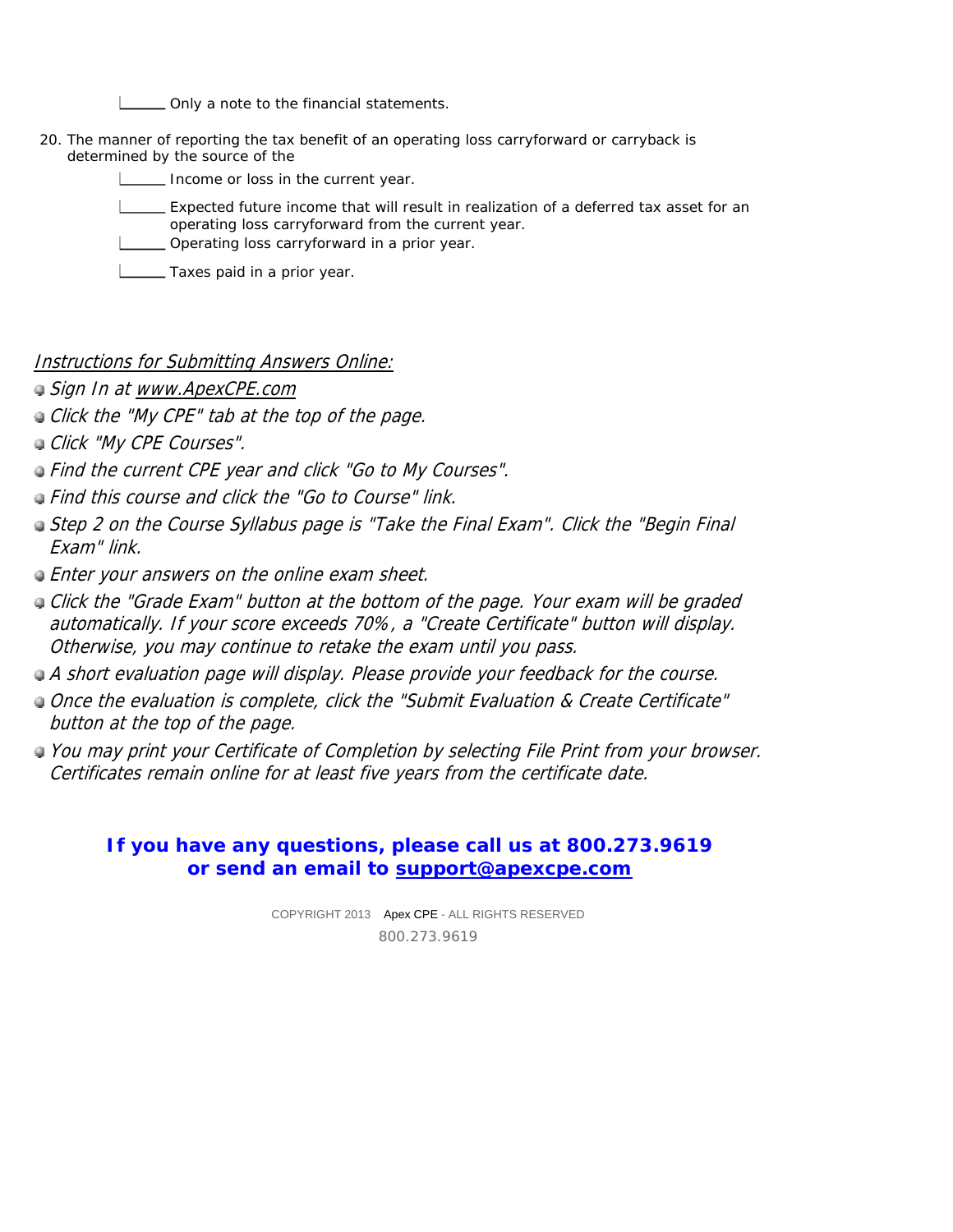_____ Only a note to the financial statements.

20. The manner of reporting the tax benefit of an operating loss carryforward or carryback is determined by the source of the

    _____ Income or loss in the current year.

    _____ Expected future income that will result in realization of a deferred tax asset for an operating loss carryforward from the current year.

    _____ Operating loss carryforward in a prior year.

    _____ Taxes paid in a prior year.

*Instructions for Submitting Answers Online:*

- *Sign In at www.ApexCPE.com*
- *Click the "My CPE" tab at the top of the page.*
- *Click "My CPE Courses".*
- *Find the current CPE year and click "Go to My Courses".*
- *Find this course and click the "Go to Course" link.*
- *Step 2 on the Course Syllabus page is "Take the Final Exam". Click the "Begin Final Exam" link.*
- *Enter your answers on the online exam sheet.*
- *Click the "Grade Exam" button at the bottom of the page. Your exam will be graded automatically. If your score exceeds 70%, a "Create Certificate" button will display. Otherwise, you may continue to retake the exam until you pass.*
- *A short evaluation page will display. Please provide your feedback for the course.*
- *Once the evaluation is complete, click the "Submit Evaluation & Create Certificate" button at the top of the page.*
- *You may print your Certificate of Completion by selecting File Print from your browser. Certificates remain online for at least five years from the certificate date.*

**If you have any questions, please call us at 800.273.9619 or send an email to support@apexcpe.com**

COPYRIGHT 2013 Apex CPE - ALL RIGHTS RESERVED

800.273.9619